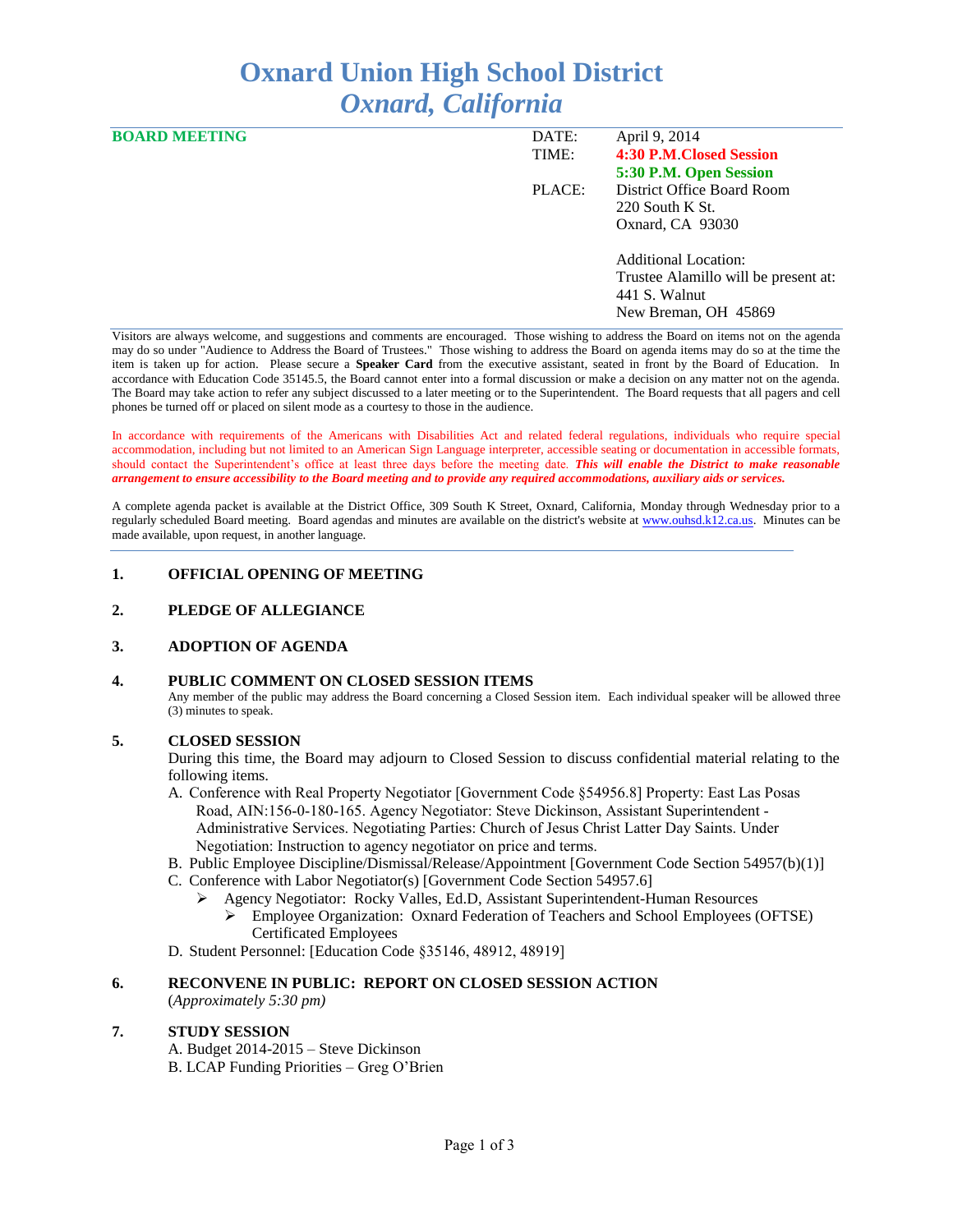# Oxnard Union High School District
## *Oxnard, California*

**BOARD MEETING**

| | |
|---|---|
| DATE: | April 9, 2014 |
| TIME: | **4:30 P.M.Closed Session** |
| | **5:30 P.M. Open Session** |
| PLACE: | District Office Board Room |
| | 220 South K St. |
| | Oxnard, CA 93030 |
| | |
| | Additional Location: |
| | Trustee Alamillo will be present at: |
| | 441 S. Walnut |
| | New Breman, OH 45869 |

Visitors are always welcome, and suggestions and comments are encouraged. Those wishing to address the Board on items not on the agenda may do so under "Audience to Address the Board of Trustees." Those wishing to address the Board on agenda items may do so at the time the item is taken up for action. Please secure a **Speaker Card** from the executive assistant, seated in front by the Board of Education. In accordance with Education Code 35145.5, the Board cannot enter into a formal discussion or make a decision on any matter not on the agenda. The Board may take action to refer any subject discussed to a later meeting or to the Superintendent. The Board requests that all pagers and cell phones be turned off or placed on silent mode as a courtesy to those in the audience.

In accordance with requirements of the Americans with Disabilities Act and related federal regulations, individuals who require special accommodation, including but not limited to an American Sign Language interpreter, accessible seating or documentation in accessible formats, should contact the Superintendent's office at least three days before the meeting date. ***This will enable the District to make reasonable arrangement to ensure accessibility to the Board meeting and to provide any required accommodations, auxiliary aids or services.***

A complete agenda packet is available at the District Office, 309 South K Street, Oxnard, California, Monday through Wednesday prior to a regularly scheduled Board meeting. Board agendas and minutes are available on the district's website at www.ouhsd.k12.ca.us. Minutes can be made available, upon request, in another language.

**1. OFFICIAL OPENING OF MEETING**

**2. PLEDGE OF ALLEGIANCE**

**3. ADOPTION OF AGENDA**

**4. PUBLIC COMMENT ON CLOSED SESSION ITEMS**

Any member of the public may address the Board concerning a Closed Session item. Each individual speaker will be allowed three (3) minutes to speak.

**5. CLOSED SESSION**

During this time, the Board may adjourn to Closed Session to discuss confidential material relating to the following items.

A. Conference with Real Property Negotiator [Government Code §54956.8] Property: East Las Posas Road, AIN:156-0-180-165. Agency Negotiator: Steve Dickinson, Assistant Superintendent - Administrative Services. Negotiating Parties: Church of Jesus Christ Latter Day Saints. Under Negotiation: Instruction to agency negotiator on price and terms.

B. Public Employee Discipline/Dismissal/Release/Appointment [Government Code Section 54957(b)(1)]

C. Conference with Labor Negotiator(s) [Government Code Section 54957.6]
- Agency Negotiator: Rocky Valles, Ed.D, Assistant Superintendent-Human Resources
  - Employee Organization: Oxnard Federation of Teachers and School Employees (OFTSE) Certificated Employees

D. Student Personnel: [Education Code §35146, 48912, 48919]

**6. RECONVENE IN PUBLIC: REPORT ON CLOSED SESSION ACTION**

(*Approximately 5:30 pm)*

**7. STUDY SESSION**

A. Budget 2014-2015 – Steve Dickinson

B. LCAP Funding Priorities – Greg O'Brien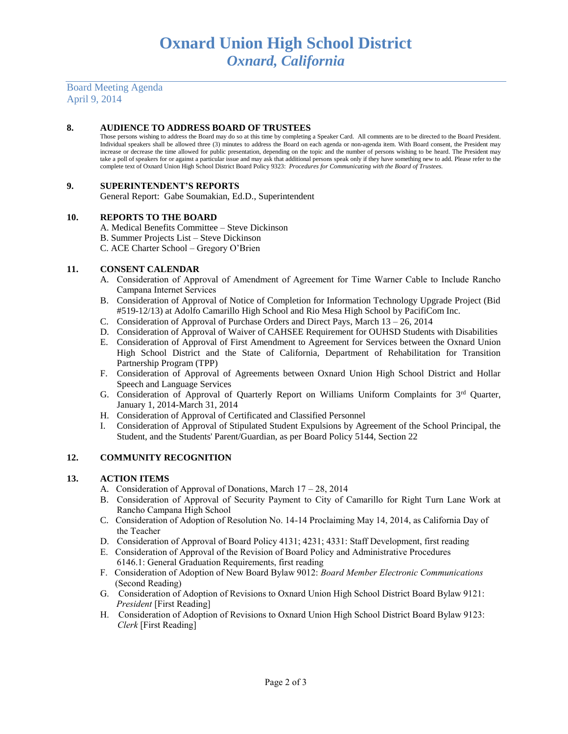# Oxnard Union High School District
## *Oxnard, California*

Board Meeting Agenda
April 9, 2014

### 8. AUDIENCE TO ADDRESS BOARD OF TRUSTEES

Those persons wishing to address the Board may do so at this time by completing a Speaker Card. All comments are to be directed to the Board President. Individual speakers shall be allowed three (3) minutes to address the Board on each agenda or non-agenda item. With Board consent, the President may increase or decrease the time allowed for public presentation, depending on the topic and the number of persons wishing to be heard. The President may take a poll of speakers for or against a particular issue and may ask that additional persons speak only if they have something new to add. Please refer to the complete text of Oxnard Union High School District Board Policy 9323: *Procedures for Communicating with the Board of Trustees.*

### 9. SUPERINTENDENT'S REPORTS

General Report: Gabe Soumakian, Ed.D., Superintendent

### 10. REPORTS TO THE BOARD

A. Medical Benefits Committee – Steve Dickinson
B. Summer Projects List – Steve Dickinson
C. ACE Charter School – Gregory O'Brien

### 11. CONSENT CALENDAR

A. Consideration of Approval of Amendment of Agreement for Time Warner Cable to Include Rancho Campana Internet Services
B. Consideration of Approval of Notice of Completion for Information Technology Upgrade Project (Bid #519-12/13) at Adolfo Camarillo High School and Rio Mesa High School by PacifiCom Inc.
C. Consideration of Approval of Purchase Orders and Direct Pays, March 13 – 26, 2014
D. Consideration of Approval of Waiver of CAHSEE Requirement for OUHSD Students with Disabilities
E. Consideration of Approval of First Amendment to Agreement for Services between the Oxnard Union High School District and the State of California, Department of Rehabilitation for Transition Partnership Program (TPP)
F. Consideration of Approval of Agreements between Oxnard Union High School District and Hollar Speech and Language Services
G. Consideration of Approval of Quarterly Report on Williams Uniform Complaints for 3rd Quarter, January 1, 2014-March 31, 2014
H. Consideration of Approval of Certificated and Classified Personnel
I. Consideration of Approval of Stipulated Student Expulsions by Agreement of the School Principal, the Student, and the Students' Parent/Guardian, as per Board Policy 5144, Section 22

### 12. COMMUNITY RECOGNITION

### 13. ACTION ITEMS

A. Consideration of Approval of Donations, March 17 – 28, 2014
B. Consideration of Approval of Security Payment to City of Camarillo for Right Turn Lane Work at Rancho Campana High School
C. Consideration of Adoption of Resolution No. 14-14 Proclaiming May 14, 2014, as California Day of the Teacher
D. Consideration of Approval of Board Policy 4131; 4231; 4331: Staff Development, first reading
E. Consideration of Approval of the Revision of Board Policy and Administrative Procedures 6146.1: General Graduation Requirements, first reading
F. Consideration of Adoption of New Board Bylaw 9012: *Board Member Electronic Communications* (Second Reading)
G. Consideration of Adoption of Revisions to Oxnard Union High School District Board Bylaw 9121: *President* [First Reading]
H. Consideration of Adoption of Revisions to Oxnard Union High School District Board Bylaw 9123: *Clerk* [First Reading]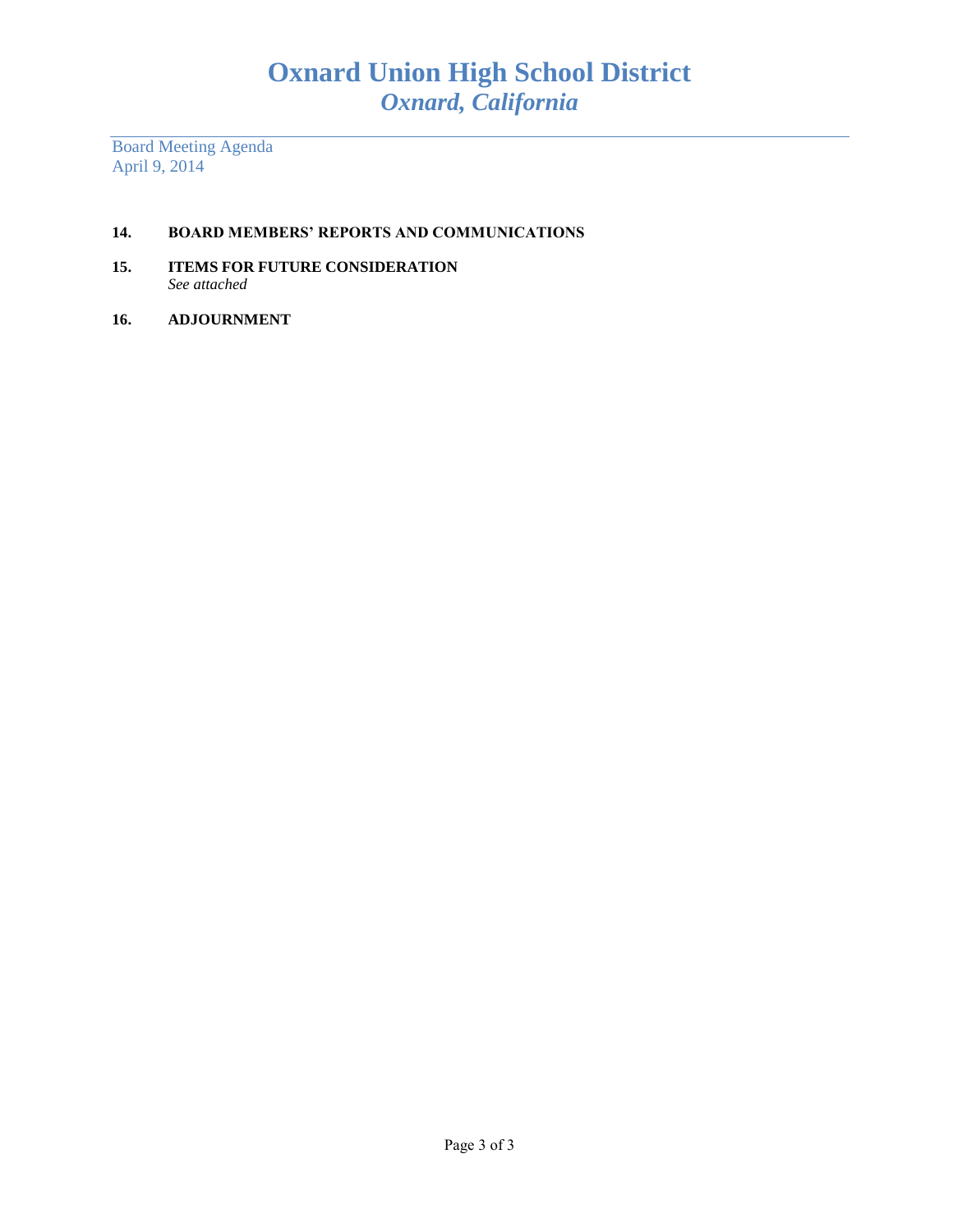**14. BOARD MEMBERS' REPORTS AND COMMUNICATIONS**

**15. ITEMS FOR FUTURE CONSIDERATION**
*See attached*

**16. ADJOURNMENT**